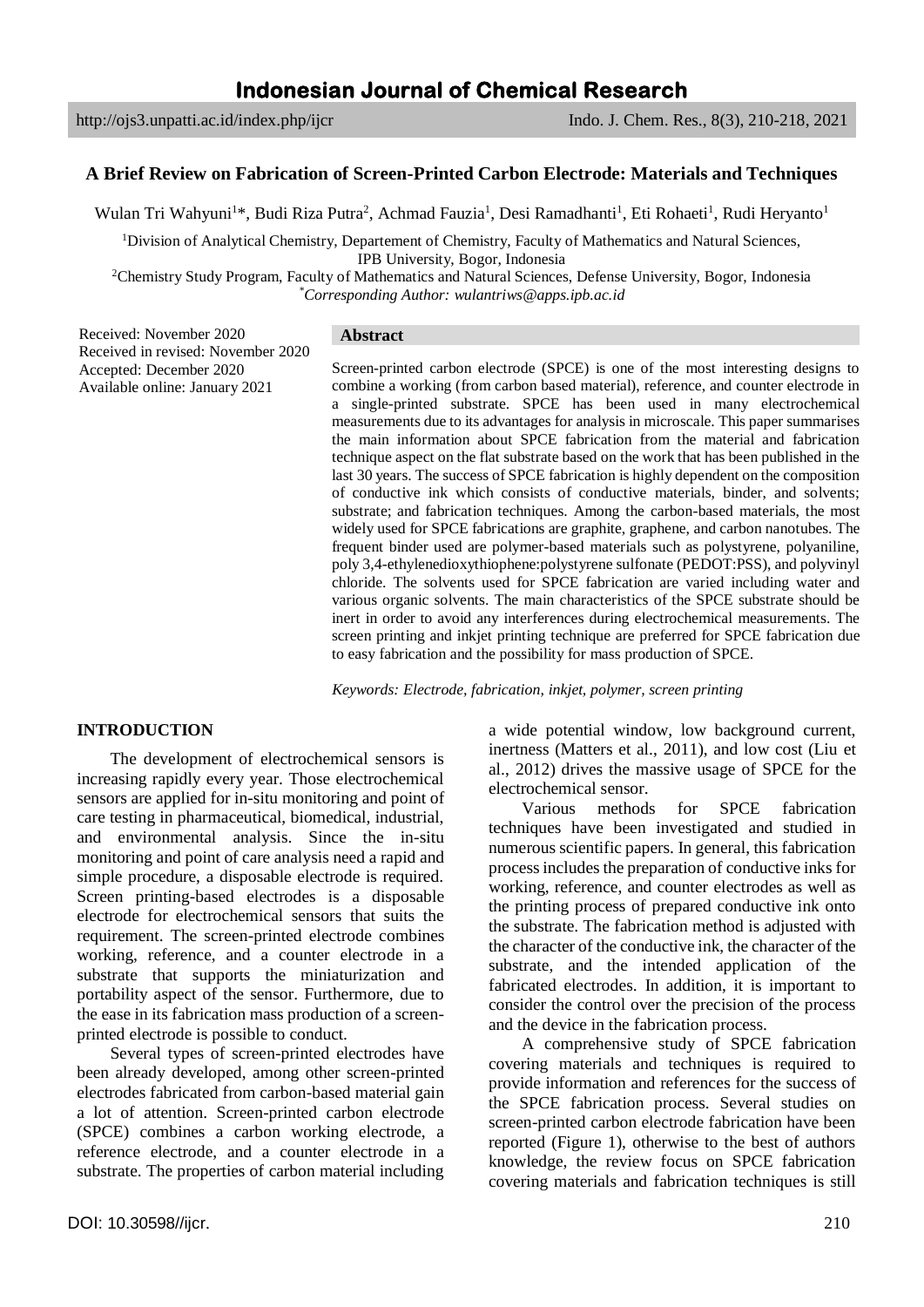# A Brief Review on Fabrication of Screen-Printed Carbon Electrode: Materials and Techniques

Wulan Tri Wahyuni[1]*, Budi Riza Putra[2], Achmad Fauzia[1], Desi Ramadhanti[1], Eti Rohaeti[1], Rudi Heryanto[1]

[1]Division of Analytical Chemistry, Departement of Chemistry, Faculty of Mathematics and Natural Sciences, IPB University, Bogor, Indonesia

[2]Chemistry Study Program, Faculty of Mathematics and Natural Sciences, Defense University, Bogor, Indonesia

*Corresponding Author: wulantriws@apps.ipb.ac.id*

Received: November 2020
Received in revised: November 2020
Accepted: December 2020
Available online: January 2021

## Abstract

Screen-printed carbon electrode (SPCE) is one of the most interesting designs to combine a working (from carbon based material), reference, and counter electrode in a single-printed substrate. SPCE has been used in many electrochemical measurements due to its advantages for analysis in microscale. This paper summarises the main information about SPCE fabrication from the material and fabrication technique aspect on the flat substrate based on the work that has been published in the last 30 years. The success of SPCE fabrication is highly dependent on the composition of conductive ink which consists of conductive materials, binder, and solvents; substrate; and fabrication techniques. Among the carbon-based materials, the most widely used for SPCE fabrications are graphite, graphene, and carbon nanotubes. The frequent binder used are polymer-based materials such as polystyrene, polyaniline, poly 3,4-ethylenedioxythiophene:polystyrene sulfonate (PEDOT:PSS), and polyvinyl chloride. The solvents used for SPCE fabrication are varied including water and various organic solvents. The main characteristics of the SPCE substrate should be inert in order to avoid any interferences during electrochemical measurements. The screen printing and inkjet printing technique are preferred for SPCE fabrication due to easy fabrication and the possibility for mass production of SPCE.

*Keywords: Electrode, fabrication, inkjet, polymer, screen printing*

## INTRODUCTION

The development of electrochemical sensors is increasing rapidly every year. Those electrochemical sensors are applied for in-situ monitoring and point of care testing in pharmaceutical, biomedical, industrial, and environmental analysis. Since the in-situ monitoring and point of care analysis need a rapid and simple procedure, a disposable electrode is required. Screen printing-based electrodes is a disposable electrode for electrochemical sensors that suits the requirement. The screen-printed electrode combines working, reference, and a counter electrode in a substrate that supports the miniaturization and portability aspect of the sensor. Furthermore, due to the ease in its fabrication mass production of a screen-printed electrode is possible to conduct.

Several types of screen-printed electrodes have been already developed, among other screen-printed electrodes fabricated from carbon-based material gain a lot of attention. Screen-printed carbon electrode (SPCE) combines a carbon working electrode, a reference electrode, and a counter electrode in a substrate. The properties of carbon material including a wide potential window, low background current, inertness (Matters et al., 2011), and low cost (Liu et al., 2012) drives the massive usage of SPCE for the electrochemical sensor.

Various methods for SPCE fabrication techniques have been investigated and studied in numerous scientific papers. In general, this fabrication process includes the preparation of conductive inks for working, reference, and counter electrodes as well as the printing process of prepared conductive ink onto the substrate. The fabrication method is adjusted with the character of the conductive ink, the character of the substrate, and the intended application of the fabricated electrodes. In addition, it is important to consider the control over the precision of the process and the device in the fabrication process.

A comprehensive study of SPCE fabrication covering materials and techniques is required to provide information and references for the success of the SPCE fabrication process. Several studies on screen-printed carbon electrode fabrication have been reported (Figure 1), otherwise to the best of authors knowledge, the review focus on SPCE fabrication covering materials and fabrication techniques is still

DOI: 10.30598//ijcr.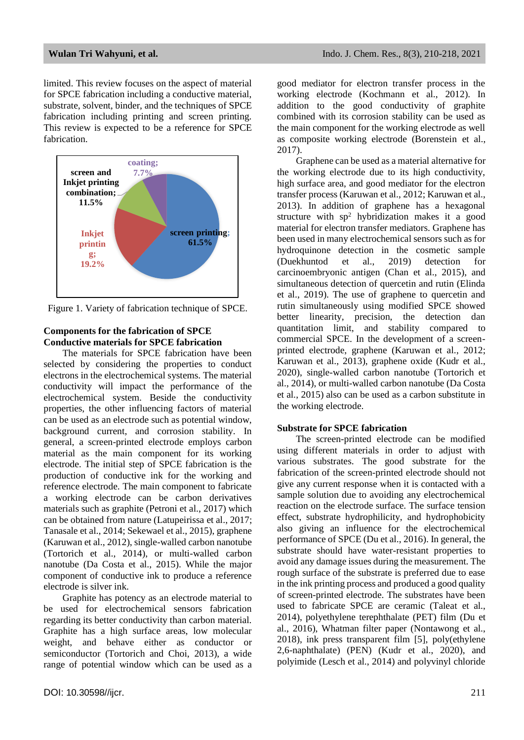limited. This review focuses on the aspect of material for SPCE fabrication including a conductive material, substrate, solvent, binder, and the techniques of SPCE fabrication including printing and screen printing. This review is expected to be a reference for SPCE fabrication.

Figure 1. Variety of fabrication technique of SPCE.

**Components for the fabrication of SPCE**

**Conductive materials for SPCE fabrication**

The materials for SPCE fabrication have been selected by considering the properties to conduct electrons in the electrochemical systems. The material conductivity will impact the performance of the electrochemical system. Beside the conductivity properties, the other influencing factors of material can be used as an electrode such as potential window, background current, and corrosion stability. In general, a screen-printed electrode employs carbon material as the main component for its working electrode. The initial step of SPCE fabrication is the production of conductive ink for the working and reference electrode. The main component to fabricate a working electrode can be carbon derivatives materials such as graphite (Petroni et al., 2017) which can be obtained from nature (Latupeirissa et al., 2017; Tanasale et al., 2014; Sekewael et al., 2015), graphene (Karuwan et al., 2012), single-walled carbon nanotube (Tortorich et al., 2014), or multi-walled carbon nanotube (Da Costa et al., 2015). While the major component of conductive ink to produce a reference electrode is silver ink.

Graphite has potency as an electrode material to be used for electrochemical sensors fabrication regarding its better conductivity than carbon material. Graphite has a high surface areas, low molecular weight, and behave either as conductor or semiconductor (Tortorich and Choi, 2013), a wide range of potential window which can be used as a good mediator for electron transfer process in the working electrode (Kochmann et al., 2012). In addition to the good conductivity of graphite combined with its corrosion stability can be used as the main component for the working electrode as well as composite working electrode (Borenstein et al., 2017).

Graphene can be used as a material alternative for the working electrode due to its high conductivity, high surface area, and good mediator for the electron transfer process (Karuwan et al., 2012; Karuwan et al., 2013). In addition of graphene has a hexagonal structure with $sp^2$ hybridization makes it a good material for electron transfer mediators. Graphene has been used in many electrochemical sensors such as for hydroquinone detection in the cosmetic sample (Duekhuntod et al., 2019) detection for carcinoembryonic antigen (Chan et al., 2015), and simultaneous detection of quercetin and rutin (Elinda et al., 2019). The use of graphene to quercetin and rutin simultaneously using modified SPCE showed better linearity, precision, the detection dan quantitation limit, and stability compared to commercial SPCE. In the development of a screen-printed electrode, graphene (Karuwan et al., 2012; Karuwan et al., 2013), graphene oxide (Kudr et al., 2020), single-walled carbon nanotube (Tortorich et al., 2014), or multi-walled carbon nanotube (Da Costa et al., 2015) also can be used as a carbon substitute in the working electrode.

**Substrate for SPCE fabrication**

The screen-printed electrode can be modified using different materials in order to adjust with various substrates. The good substrate for the fabrication of the screen-printed electrode should not give any current response when it is contacted with a sample solution due to avoiding any electrochemical reaction on the electrode surface. The surface tension effect, substrate hydrophilicity, and hydrophobicity also giving an influence for the electrochemical performance of SPCE (Du et al., 2016). In general, the substrate should have water-resistant properties to avoid any damage issues during the measurement. The rough surface of the substrate is preferred due to ease in the ink printing process and produced a good quality of screen-printed electrode. The substrates have been used to fabricate SPCE are ceramic (Taleat et al., 2014), polyethylene terephthalate (PET) film (Du et al., 2016), Whatman filter paper (Nontawong et al., 2018), ink press transparent film [5], poly(ethylene 2,6-naphthalate) (PEN) (Kudr et al., 2020), and polyimide (Lesch et al., 2014) and polyvinyl chloride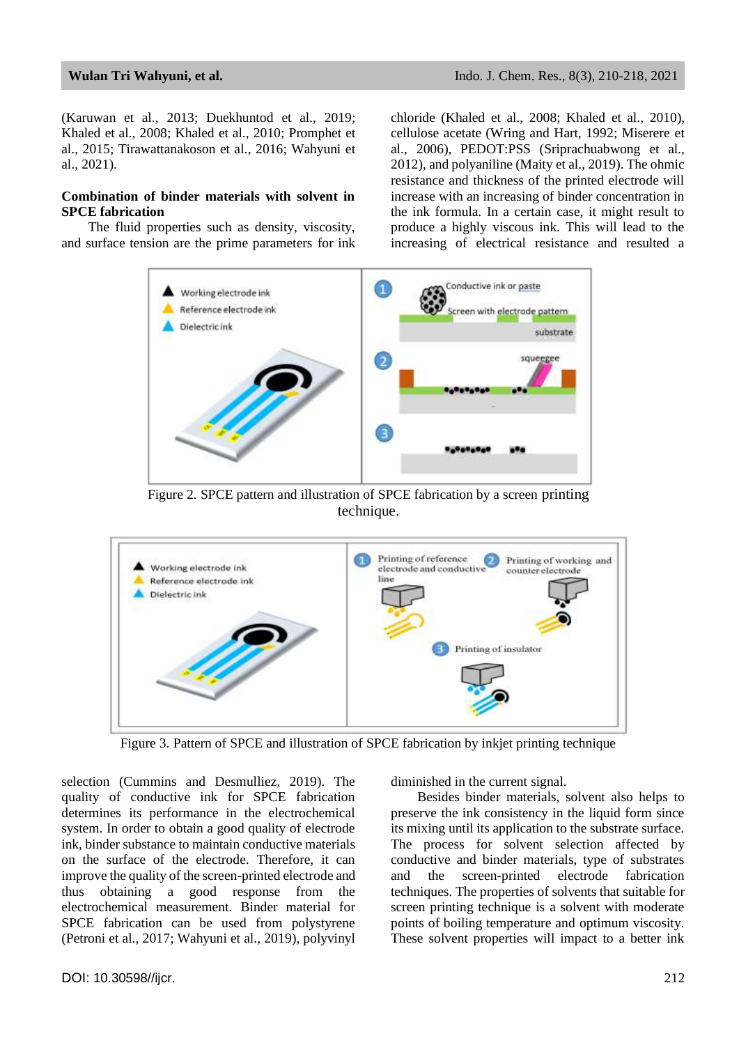(Karuwan et al., 2013; Duekhuntod et al., 2019; Khaled et al., 2008; Khaled et al., 2010; Promphet et al., 2015; Tirawattanakoson et al., 2016; Wahyuni et al., 2021).

## Combination of binder materials with solvent in SPCE fabrication

The fluid properties such as density, viscosity, and surface tension are the prime parameters for ink selection (Cummins and Desmulliez, 2019). The quality of conductive ink for SPCE fabrication determines its performance in the electrochemical system. In order to obtain a good quality of electrode ink, binder substance to maintain conductive materials on the surface of the electrode. Therefore, it can improve the quality of the screen-printed electrode and thus obtaining a good response from the electrochemical measurement. Binder material for SPCE fabrication can be used from polystyrene (Petroni et al., 2017; Wahyuni et al., 2019), polyvinyl chloride (Khaled et al., 2008; Khaled et al., 2010), cellulose acetate (Wring and Hart, 1992; Miserere et al., 2006), PEDOT:PSS (Sriprachuabwong et al., 2012), and polyaniline (Maity et al., 2019). The ohmic resistance and thickness of the printed electrode will increase with an increasing of binder concentration in the ink formula. In a certain case, it might result to produce a highly viscous ink. This will lead to the increasing of electrical resistance and resulted a diminished in the current signal.

Figure 2. SPCE pattern and illustration of SPCE fabrication by a screen printing technique.

Figure 3. Pattern of SPCE and illustration of SPCE fabrication by inkjet printing technique

Besides binder materials, solvent also helps to preserve the ink consistency in the liquid form since its mixing until its application to the substrate surface. The process for solvent selection affected by conductive and binder materials, type of substrates and the screen-printed electrode fabrication techniques. The properties of solvents that suitable for screen printing technique is a solvent with moderate points of boiling temperature and optimum viscosity. These solvent properties will impact to a better ink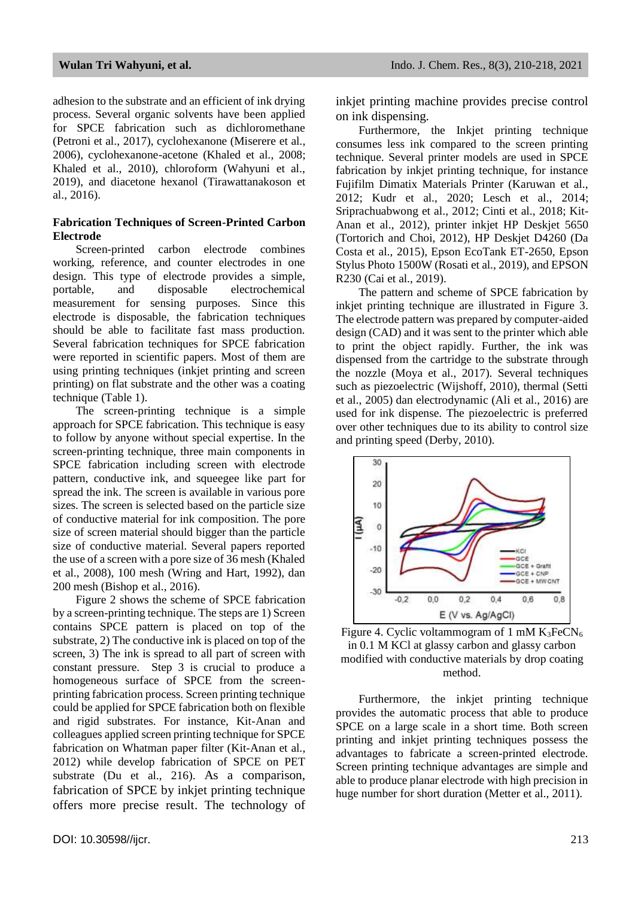adhesion to the substrate and an efficient of ink drying process. Several organic solvents have been applied for SPCE fabrication such as dichloromethane (Petroni et al., 2017), cyclohexanone (Miserere et al., 2006), cyclohexanone-acetone (Khaled et al., 2008; Khaled et al., 2010), chloroform (Wahyuni et al., 2019), and diacetone hexanol (Tirawattanakoson et al., 2016).

**Fabrication Techniques of Screen-Printed Carbon Electrode**

Screen-printed carbon electrode combines working, reference, and counter electrodes in one design. This type of electrode provides a simple, portable, and disposable electrochemical measurement for sensing purposes. Since this electrode is disposable, the fabrication techniques should be able to facilitate fast mass production. Several fabrication techniques for SPCE fabrication were reported in scientific papers. Most of them are using printing techniques (inkjet printing and screen printing) on flat substrate and the other was a coating technique (Table 1).

The screen-printing technique is a simple approach for SPCE fabrication. This technique is easy to follow by anyone without special expertise. In the screen-printing technique, three main components in SPCE fabrication including screen with electrode pattern, conductive ink, and squeegee like part for spread the ink. The screen is available in various pore sizes. The screen is selected based on the particle size of conductive material for ink composition. The pore size of screen material should bigger than the particle size of conductive material. Several papers reported the use of a screen with a pore size of 36 mesh (Khaled et al., 2008), 100 mesh (Wring and Hart, 1992), dan 200 mesh (Bishop et al., 2016).

Figure 2 shows the scheme of SPCE fabrication by a screen-printing technique. The steps are 1) Screen contains SPCE pattern is placed on top of the substrate, 2) The conductive ink is placed on top of the screen, 3) The ink is spread to all part of screen with constant pressure. Step 3 is crucial to produce a homogeneous surface of SPCE from the screen-printing fabrication process. Screen printing technique could be applied for SPCE fabrication both on flexible and rigid substrates. For instance, Kit-Anan and colleagues applied screen printing technique for SPCE fabrication on Whatman paper filter (Kit-Anan et al., 2012) while develop fabrication of SPCE on PET substrate (Du et al., 216). As a comparison, fabrication of SPCE by inkjet printing technique offers more precise result. The technology of inkjet printing machine provides precise control on ink dispensing.

Furthermore, the Inkjet printing technique consumes less ink compared to the screen printing technique. Several printer models are used in SPCE fabrication by inkjet printing technique, for instance Fujifilm Dimatix Materials Printer (Karuwan et al., 2012; Kudr et al., 2020; Lesch et al., 2014; Sriprachuabwong et al., 2012; Cinti et al., 2018; Kit-Anan et al., 2012), printer inkjet HP Deskjet 5650 (Tortorich and Choi, 2012), HP Deskjet D4260 (Da Costa et al., 2015), Epson EcoTank ET-2650, Epson Stylus Photo 1500W (Rosati et al., 2019), and EPSON R230 (Cai et al., 2019).

The pattern and scheme of SPCE fabrication by inkjet printing technique are illustrated in Figure 3. The electrode pattern was prepared by computer-aided design (CAD) and it was sent to the printer which able to print the object rapidly. Further, the ink was dispensed from the cartridge to the substrate through the nozzle (Moya et al., 2017). Several techniques such as piezoelectric (Wijshoff, 2010), thermal (Setti et al., 2005) dan electrodynamic (Ali et al., 2016) are used for ink dispense. The piezoelectric is preferred over other techniques due to its ability to control size and printing speed (Derby, 2010).

Figure 4. Cyclic voltammogram of 1 mM $K_3FeCN_6$ in 0.1 M KCl at glassy carbon and glassy carbon modified with conductive materials by drop coating method.

Furthermore, the inkjet printing technique provides the automatic process that able to produce SPCE on a large scale in a short time. Both screen printing and inkjet printing techniques possess the advantages to fabricate a screen-printed electrode. Screen printing technique advantages are simple and able to produce planar electrode with high precision in huge number for short duration (Metter et al., 2011).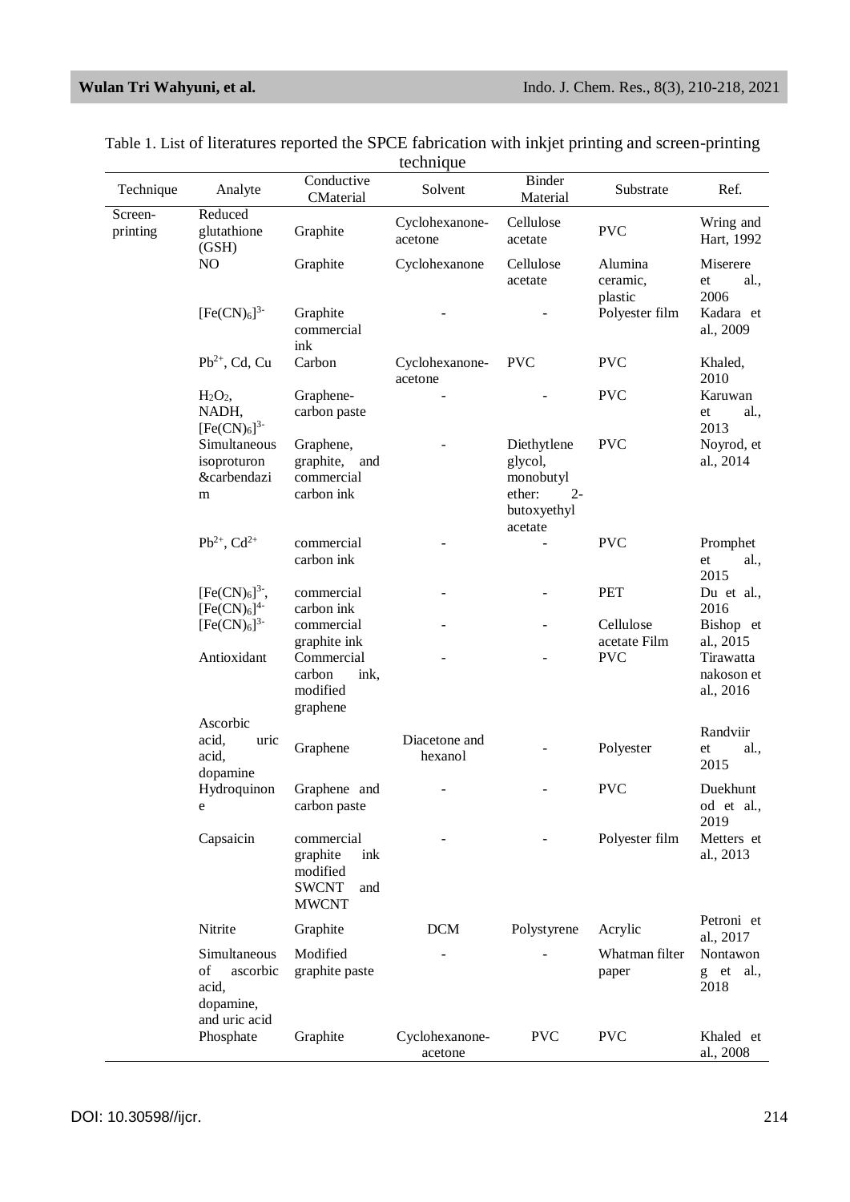Table 1. List of literatures reported the SPCE fabrication with inkjet printing and screen-printing technique

| Technique | Analyte | Conductive CMaterial | Solvent | Binder Material | Substrate | Ref. |
|---|---|---|---|---|---|---|
| Screen-printing | Reduced glutathione (GSH) | Graphite | Cyclohexanone-acetone | Cellulose acetate | PVC | Wring and Hart, 1992 |
| | NO | Graphite | Cyclohexanone | Cellulose acetate | Alumina ceramic, plastic | Miserere et al., 2006 |
| | $[Fe(CN)_6]^{3-}$ | Graphite commercial ink | - | - | Polyester film | Kadara et al., 2009 |
| | $Pb^{2+}$, Cd, Cu | Carbon | Cyclohexanone-acetone | PVC | PVC | Khaled, 2010 |
| | $H_2O_2$, NADH, $[Fe(CN)_6]^{3-}$ | Graphene-carbon paste | - | - | PVC | Karuwan et al., 2013 |
| | Simultaneous isoproturon &carbendazim | Graphene, graphite, and commercial carbon ink | - | Diethytlene glycol, monobutyl ether: 2-butoxyethyl acetate | PVC | Noyrod, et al., 2014 |
| | $Pb^{2+}$, $Cd^{2+}$ | commercial carbon ink | - | - | PVC | Promphet et al., 2015 |
| | $[Fe(CN)_6]^{3-}$, $[Fe(CN)_6]^{4-}$ | commercial carbon ink | - | - | PET | Du et al., 2016 |
| | $[Fe(CN)_6]^{3-}$ | commercial graphite ink | - | - | Cellulose acetate Film | Bishop et al., 2015 |
| | Antioxidant | Commercial carbon ink, modified graphene | - | - | PVC | Tirawattanakoson et al., 2016 |
| | Ascorbic acid, uric acid, dopamine | Graphene | Diacetone and hexanol | - | Polyester | Randviir et al., 2015 |
| | Hydroquinone | Graphene and carbon paste | - | - | PVC | Duekhuntod et al., 2019 |
| | Capsaicin | commercial graphite ink modified SWCNT and MWCNT | - | - | Polyester film | Metters et al., 2013 |
| | Nitrite | Graphite | DCM | Polystyrene | Acrylic | Petroni et al., 2017 |
| | Simultaneous of ascorbic acid, dopamine, and uric acid | Modified graphite paste | - | - | Whatman filter paper | Nontawong et al., 2018 |
| | Phosphate | Graphite | Cyclohexanone-acetone | PVC | PVC | Khaled et al., 2008 |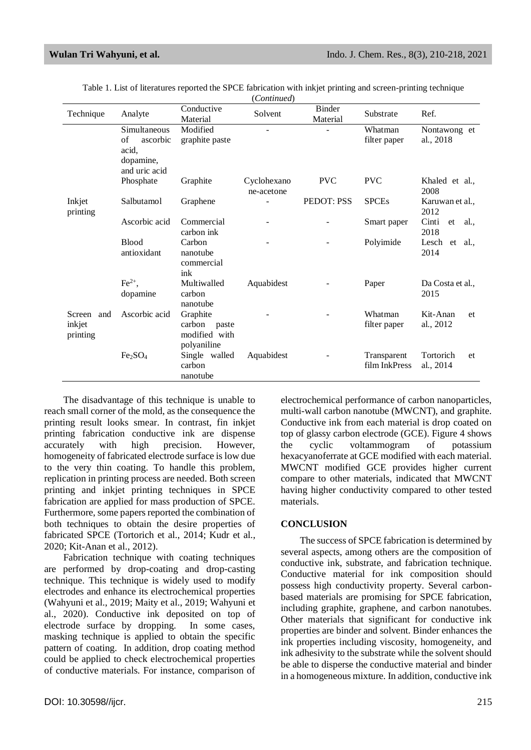Table 1. List of literatures reported the SPCE fabrication with inkjet printing and screen-printing technique (*Continued*)

| Technique | Analyte | Conductive Material | Solvent | Binder Material | Substrate | Ref. |
|---|---|---|---|---|---|---|
| Inkjet printing | Simultaneous of ascorbic acid, dopamine, and uric acid | Modified graphite paste | - | - | Whatman filter paper | Nontawong et al., 2018 |
| | Phosphate | Graphite | Cyclohexanone-acetone | PVC | PVC | Khaled et al., 2008 |
| | Salbutamol | Graphene | - | PEDOT: PSS | SPCEs | Karuwan et al., 2012 |
| | Ascorbic acid | Commercial carbon ink | - | - | Smart paper | Cinti et al., 2018 |
| | Blood antioxidant | Carbon nanotube commercial ink | - | - | Polyimide | Lesch et al., 2014 |
| | $Fe^{2+}$, dopamine | Multiwalled carbon nanotube | Aquabidest | - | Paper | Da Costa et al., 2015 |
| Screen and inkjet printing | Ascorbic acid | Graphite carbon paste modified with polyaniline | - | - | Whatman filter paper | Kit-Anan et al., 2012 |
| | $Fe_2SO_4$ | Single walled carbon nanotube | Aquabidest | - | Transparent film InkPress | Tortorich et al., 2014 |

The disadvantage of this technique is unable to reach small corner of the mold, as the consequence the printing result looks smear. In contrast, fin inkjet printing fabrication conductive ink are dispense accurately with high precision. However, homogeneity of fabricated electrode surface is low due to the very thin coating. To handle this problem, replication in printing process are needed. Both screen printing and inkjet printing techniques in SPCE fabrication are applied for mass production of SPCE. Furthermore, some papers reported the combination of both techniques to obtain the desire properties of fabricated SPCE (Tortorich et al., 2014; Kudr et al., 2020; Kit-Anan et al., 2012).

Fabrication technique with coating techniques are performed by drop-coating and drop-casting technique. This technique is widely used to modify electrodes and enhance its electrochemical properties (Wahyuni et al., 2019; Maity et al., 2019; Wahyuni et al., 2020). Conductive ink deposited on top of electrode surface by dropping. In some cases, masking technique is applied to obtain the specific pattern of coating. In addition, drop coating method could be applied to check electrochemical properties of conductive materials. For instance, comparison of electrochemical performance of carbon nanoparticles, multi-wall carbon nanotube (MWCNT), and graphite. Conductive ink from each material is drop coated on top of glassy carbon electrode (GCE). Figure 4 shows the cyclic voltammogram of potassium hexacyanoferrate at GCE modified with each material. MWCNT modified GCE provides higher current compare to other materials, indicated that MWCNT having higher conductivity compared to other tested materials.

## CONCLUSION

The success of SPCE fabrication is determined by several aspects, among others are the composition of conductive ink, substrate, and fabrication technique. Conductive material for ink composition should possess high conductivity property. Several carbon-based materials are promising for SPCE fabrication, including graphite, graphene, and carbon nanotubes. Other materials that significant for conductive ink properties are binder and solvent. Binder enhances the ink properties including viscosity, homogeneity, and ink adhesivity to the substrate while the solvent should be able to disperse the conductive material and binder in a homogeneous mixture. In addition, conductive ink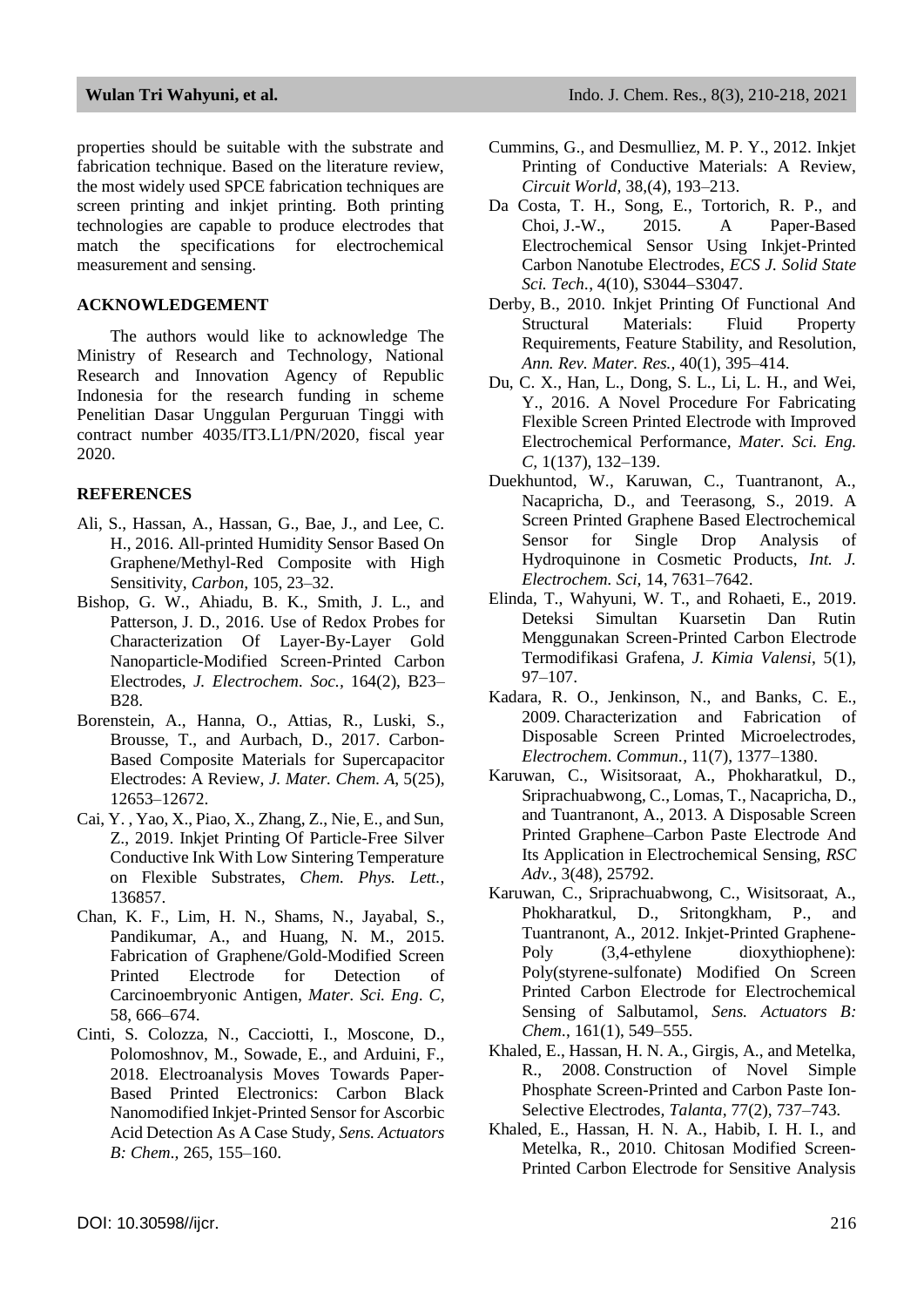properties should be suitable with the substrate and fabrication technique. Based on the literature review, the most widely used SPCE fabrication techniques are screen printing and inkjet printing. Both printing technologies are capable to produce electrodes that match the specifications for electrochemical measurement and sensing.

## ACKNOWLEDGEMENT

The authors would like to acknowledge The Ministry of Research and Technology, National Research and Innovation Agency of Republic Indonesia for the research funding in scheme Penelitian Dasar Unggulan Perguruan Tinggi with contract number 4035/IT3.L1/PN/2020, fiscal year 2020.

## REFERENCES

- Ali, S., Hassan, A., Hassan, G., Bae, J., and Lee, C. H., 2016. All-printed Humidity Sensor Based On Graphene/Methyl-Red Composite with High Sensitivity, *Carbon*, 105, 23–32.
- Bishop, G. W., Ahiadu, B. K., Smith, J. L., and Patterson, J. D., 2016. Use of Redox Probes for Characterization Of Layer-By-Layer Gold Nanoparticle-Modified Screen-Printed Carbon Electrodes, *J. Electrochem. Soc.*, 164(2), B23–B28.
- Borenstein, A., Hanna, O., Attias, R., Luski, S., Brousse, T., and Aurbach, D., 2017. Carbon-Based Composite Materials for Supercapacitor Electrodes: A Review, *J. Mater. Chem. A*, 5(25), 12653–12672.
- Cai, Y. , Yao, X., Piao, X., Zhang, Z., Nie, E., and Sun, Z., 2019. Inkjet Printing Of Particle-Free Silver Conductive Ink With Low Sintering Temperature on Flexible Substrates, *Chem. Phys. Lett.*, 136857.
- Chan, K. F., Lim, H. N., Shams, N., Jayabal, S., Pandikumar, A., and Huang, N. M., 2015. Fabrication of Graphene/Gold-Modified Screen Printed Electrode for Detection of Carcinoembryonic Antigen, *Mater. Sci. Eng. C*, 58, 666–674.
- Cinti, S. Colozza, N., Cacciotti, I., Moscone, D., Polomoshnov, M., Sowade, E., and Arduini, F., 2018. Electroanalysis Moves Towards Paper-Based Printed Electronics: Carbon Black Nanomodified Inkjet-Printed Sensor for Ascorbic Acid Detection As A Case Study, *Sens. Actuators B: Chem.,* 265, 155–160.
- Cummins, G., and Desmulliez, M. P. Y., 2012. Inkjet Printing of Conductive Materials: A Review, *Circuit World,* 38,(4), 193–213.
- Da Costa, T. H., Song, E., Tortorich, R. P., and Choi, J.-W., 2015. A Paper-Based Electrochemical Sensor Using Inkjet-Printed Carbon Nanotube Electrodes, *ECS J. Solid State Sci. Tech.*, 4(10), S3044–S3047.
- Derby, B., 2010. Inkjet Printing Of Functional And Structural Materials: Fluid Property Requirements, Feature Stability, and Resolution, *Ann. Rev. Mater. Res.,* 40(1), 395–414.
- Du, C. X., Han, L., Dong, S. L., Li, L. H., and Wei, Y., 2016. A Novel Procedure For Fabricating Flexible Screen Printed Electrode with Improved Electrochemical Performance, *Mater. Sci. Eng. C*, 1(137), 132–139.
- Duekhuntod, W., Karuwan, C., Tuantranont, A., Nacapricha, D., and Teerasong, S., 2019. A Screen Printed Graphene Based Electrochemical Sensor for Single Drop Analysis of Hydroquinone in Cosmetic Products, *Int. J. Electrochem. Sci,* 14, 7631–7642.
- Elinda, T., Wahyuni, W. T., and Rohaeti, E., 2019. Deteksi Simultan Kuarsetin Dan Rutin Menggunakan Screen-Printed Carbon Electrode Termodifikasi Grafena, *J. Kimia Valensi*, 5(1), 97–107.
- Kadara, R. O., Jenkinson, N., and Banks, C. E., 2009. Characterization and Fabrication of Disposable Screen Printed Microelectrodes, *Electrochem. Commun.,* 11(7), 1377–1380.
- Karuwan, C., Wisitsoraat, A., Phokharatkul, D., Sriprachuabwong, C., Lomas, T., Nacapricha, D., and Tuantranont, A., 2013. A Disposable Screen Printed Graphene–Carbon Paste Electrode And Its Application in Electrochemical Sensing, *RSC Adv.*, 3(48), 25792.
- Karuwan, C., Sriprachuabwong, C., Wisitsoraat, A., Phokharatkul, D., Sritongkham, P., and Tuantranont, A., 2012. Inkjet-Printed Graphene-Poly (3,4-ethylene dioxythiophene): Poly(styrene-sulfonate) Modified On Screen Printed Carbon Electrode for Electrochemical Sensing of Salbutamol, *Sens. Actuators B: Chem.*, 161(1), 549–555.
- Khaled, E., Hassan, H. N. A., Girgis, A., and Metelka, R., 2008. Construction of Novel Simple Phosphate Screen-Printed and Carbon Paste Ion-Selective Electrodes, *Talanta*, 77(2), 737–743.
- Khaled, E., Hassan, H. N. A., Habib, I. H. I., and Metelka, R., 2010. Chitosan Modified Screen-Printed Carbon Electrode for Sensitive Analysis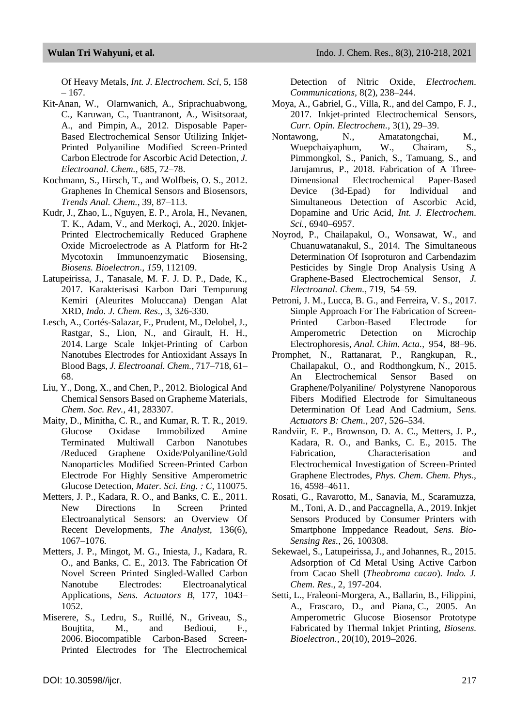Of Heavy Metals, *Int. J. Electrochem. Sci*, 5, 158 – 167.

Kit-Anan, W., Olarnwanich, A., Sriprachuabwong, C., Karuwan, C., Tuantranont, A., Wisitsoraat, A., and Pimpin, A., 2012. Disposable Paper-Based Electrochemical Sensor Utilizing Inkjet-Printed Polyaniline Modified Screen-Printed Carbon Electrode for Ascorbic Acid Detection, *J. Electroanal. Chem.*, 685, 72–78.

Kochmann, S., Hirsch, T., and Wolfbeis, O. S., 2012. Graphenes In Chemical Sensors and Biosensors, *Trends Anal. Chem.*, 39, 87–113.

Kudr, J., Zhao, L., Nguyen, E. P., Arola, H., Nevanen, T. K., Adam, V., and Merkoçi, A., 2020. Inkjet-Printed Electrochemically Reduced Graphene Oxide Microelectrode as A Platform for Ht-2 Mycotoxin Immunoenzymatic Biosensing, *Biosens. Bioelectron*., *15*9, 112109.

Latupeirissa, J., Tanasale, M. F. J. D. P., Dade, K., 2017. Karakterisasi Karbon Dari Tempurung Kemiri (Aleurites Moluccana) Dengan Alat XRD, *Indo. J. Chem. Res*., 3, 326-330.

Lesch, A., Cortés-Salazar, F., Prudent, M., Delobel, J., Rastgar, S., Lion, N., and Girault, H. H., 2014. Large Scale Inkjet-Printing of Carbon Nanotubes Electrodes for Antioxidant Assays In Blood Bags, *J. Electroanal. Chem.*, 717–718, 61–68.

Liu, Y., Dong, X., and Chen, P., 2012. Biological And Chemical Sensors Based on Grapheme Materials, *Chem. Soc. Rev.*, 41, 283307.

Maity, D., Minitha, C. R., and Kumar, R. T. R., 2019. Glucose Oxidase Immobilized Amine Terminated Multiwall Carbon Nanotubes /Reduced Graphene Oxide/Polyaniline/Gold Nanoparticles Modified Screen-Printed Carbon Electrode For Highly Sensitive Amperometric Glucose Detection, *Mater. Sci. Eng. : C*, 110075.

Metters, J. P., Kadara, R. O., and Banks, C. E., 2011. New Directions In Screen Printed Electroanalytical Sensors: an Overview Of Recent Developments, *The Analyst*, 136(6), 1067–1076.

Metters, J. P., Mingot, M. G., Iniesta, J., Kadara, R. O., and Banks, C. E., 2013. The Fabrication Of Novel Screen Printed Singled-Walled Carbon Nanotube Electrodes: Electroanalytical Applications, *Sens. Actuators B*, 177, 1043–1052.

Miserere, S., Ledru, S., Ruillé, N., Griveau, S., Boujtita, M., and Bedioui, F., 2006. Biocompatible Carbon-Based Screen-Printed Electrodes for The Electrochemical Detection of Nitric Oxide, *Electrochem. Communications*, 8(2), 238–244.

Moya, A., Gabriel, G., Villa, R., and del Campo, F. J., 2017. Inkjet-printed Electrochemical Sensors, *Curr. Opin. Electrochem.*, 3(1), 29–39.

Nontawong, N., Amatatongchai, M., Wuepchaiyaphum, W., Chairam, S., Pimmongkol, S., Panich, S., Tamuang, S., and Jarujamrus, P., 2018. Fabrication of A Three-Dimensional Electrochemical Paper-Based Device (3d-Epad) for Individual and Simultaneous Detection of Ascorbic Acid, Dopamine and Uric Acid, *Int. J. Electrochem. Sci.*, 6940–6957.

Noyrod, P., Chailapakul, O., Wonsawat, W., and Chuanuwatanakul, S., 2014. The Simultaneous Determination Of Isoproturon and Carbendazim Pesticides by Single Drop Analysis Using A Graphene-Based Electrochemical Sensor, *J. Electroanal. Chem.*, 719, 54–59.

Petroni, J. M., Lucca, B. G., and Ferreira, V. S., 2017. Simple Approach For The Fabrication of Screen-Printed Carbon-Based Electrode for Amperometric Detection on Microchip Electrophoresis, *Anal. Chim. Acta.*, 954, 88–96.

Promphet, N., Rattanarat, P., Rangkupan, R., Chailapakul, O., and Rodthongkum, N., 2015. An Electrochemical Sensor Based on Graphene/Polyaniline/ Polystyrene Nanoporous Fibers Modified Electrode for Simultaneous Determination Of Lead And Cadmium, *Sens. Actuators B: Chem.*, 207, 526–534.

Randviir, E. P., Brownson, D. A. C., Metters, J. P., Kadara, R. O., and Banks, C. E., 2015. The Fabrication, Characterisation and Electrochemical Investigation of Screen-Printed Graphene Electrodes, *Phys. Chem. Chem. Phys.*, 16, 4598–4611.

Rosati, G., Ravarotto, M., Sanavia, M., Scaramuzza, M., Toni, A. D., and Paccagnella, A., 2019. Inkjet Sensors Produced by Consumer Printers with Smartphone Imppedance Readout, *Sens. Bio-Sensing Res.*, 26, 100308.

Sekewael, S., Latupeirissa, J., and Johannes, R., 2015. Adsorption of Cd Metal Using Active Carbon from Cacao Shell (*Theobroma cacao*). *Indo. J. Chem. Res*., 2, 197-204.

Setti, L., Fraleoni-Morgera, A., Ballarin, B., Filippini, A., Frascaro, D., and Piana, C., 2005. An Amperometric Glucose Biosensor Prototype Fabricated by Thermal Inkjet Printing, *Biosens. Bioelectron.*, 20(10), 2019–2026.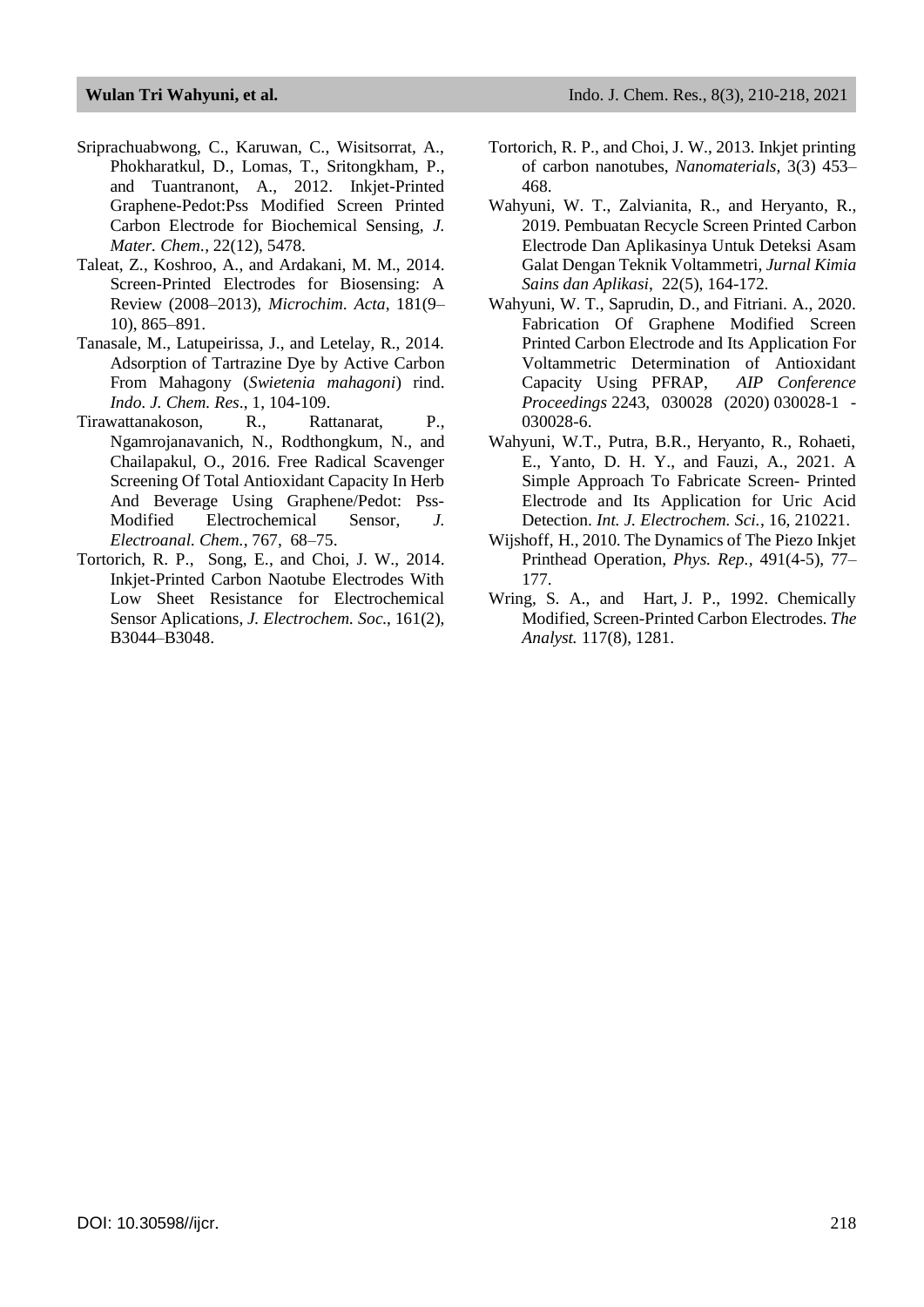Sriprachuabwong, C., Karuwan, C., Wisitsorrat, A., Phokharatkul, D., Lomas, T., Sritongkham, P., and Tuantranont, A., 2012. Inkjet-Printed Graphene-Pedot:Pss Modified Screen Printed Carbon Electrode for Biochemical Sensing, *J. Mater. Chem.*, 22(12), 5478.

Taleat, Z., Koshroo, A., and Ardakani, M. M., 2014. Screen-Printed Electrodes for Biosensing: A Review (2008–2013), *Microchim. Acta*, 181(9–10), 865–891.

Tanasale, M., Latupeirissa, J., and Letelay, R., 2014. Adsorption of Tartrazine Dye by Active Carbon From Mahagony (*Swietenia mahagoni*) rind. *Indo. J. Chem. Res*., 1, 104-109.

Tirawattanakoson, R., Rattanarat, P., Ngamrojanavanich, N., Rodthongkum, N., and Chailapakul, O., 2016. Free Radical Scavenger Screening Of Total Antioxidant Capacity In Herb And Beverage Using Graphene/Pedot: Pss-Modified Electrochemical Sensor, *J. Electroanal. Chem.*, 767, 68–75.

Tortorich, R. P., Song, E., and Choi, J. W., 2014. Inkjet-Printed Carbon Naotube Electrodes With Low Sheet Resistance for Electrochemical Sensor Aplications, *J. Electrochem. Soc.*, 161(2), B3044–B3048.

Tortorich, R. P., and Choi, J. W., 2013. Inkjet printing of carbon nanotubes, *Nanomaterials*, 3(3) 453–468.

Wahyuni, W. T., Zalvianita, R., and Heryanto, R., 2019. Pembuatan Recycle Screen Printed Carbon Electrode Dan Aplikasinya Untuk Deteksi Asam Galat Dengan Teknik Voltammetri, *Jurnal Kimia Sains dan Aplikasi*, 22(5), 164-172.

Wahyuni, W. T., Saprudin, D., and Fitriani. A., 2020. Fabrication Of Graphene Modified Screen Printed Carbon Electrode and Its Application For Voltammetric Determination of Antioxidant Capacity Using PFRAP, *AIP Conference Proceedings* 2243, 030028 (2020) 030028-1 - 030028-6.

Wahyuni, W.T., Putra, B.R., Heryanto, R., Rohaeti, E., Yanto, D. H. Y., and Fauzi, A., 2021. A Simple Approach To Fabricate Screen- Printed Electrode and Its Application for Uric Acid Detection. *Int. J. Electrochem. Sci.*, 16, 210221.

Wijshoff, H., 2010. The Dynamics of The Piezo Inkjet Printhead Operation, *Phys. Rep.,* 491(4-5), 77–177.

Wring, S. A., and Hart, J. P., 1992. Chemically Modified, Screen-Printed Carbon Electrodes. *The Analyst.* 117(8), 1281.